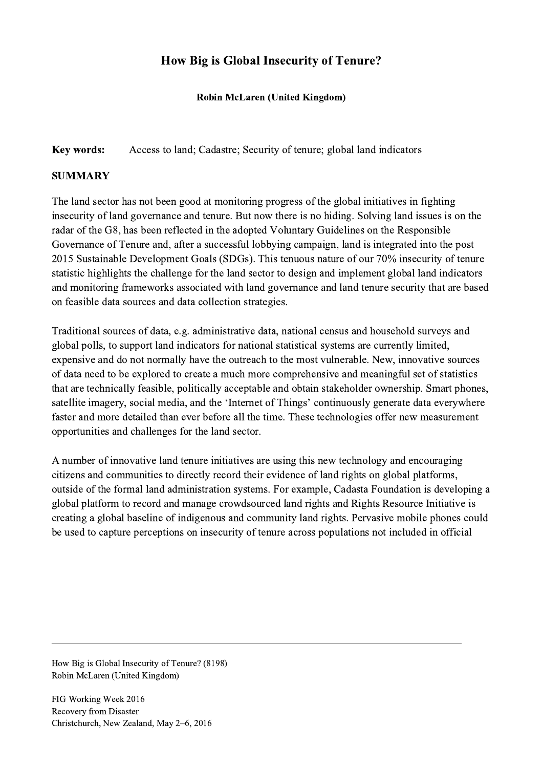# How Big is Global Insecurity of Tenure?

**Robin McLaren (United Kingdom)**

**Key words:** Access to land; Cadastre; Security of tenure; global land indicators

## SUMMARY

The land sector has not been good at monitoring progress of the global initiatives in fighting insecurity of land governance and tenure. But now there is no hiding. Solving land issues is on the radar of the G8, has been reflected in the adopted Voluntary Guidelines on the Responsible Governance of Tenure and, after a successful lobbying campaign, land is integrated into the post 2015 Sustainable Development Goals (SDGs). This tenuous nature of our 70% insecurity of tenure statistic highlights the challenge for the land sector to design and implement global land indicators and monitoring frameworks associated with land governance and land tenure security that are based on feasible data sources and data collection strategies.

Traditional sources of data, e.g. administrative data, national census and household surveys and global polls, to support land indicators for national statistical systems are currently limited, expensive and do not normally have the outreach to the most vulnerable. New, innovative sources of data need to be explored to create a much more comprehensive and meaningful set of statistics that are technically feasible, politically acceptable and obtain stakeholder ownership. Smart phones, satellite imagery, social media, and the 'Internet of Things' continuously generate data everywhere faster and more detailed than ever before all the time. These technologies offer new measurement opportunities and challenges for the land sector.

A number of innovative land tenure initiatives are using this new technology and encouraging citizens and communities to directly record their evidence of land rights on global platforms, outside of the formal land administration systems. For example, Cadasta Foundation is developing a global platform to record and manage crowdsourced land rights and Rights Resource Initiative is creating a global baseline of indigenous and community land rights. Pervasive mobile phones could be used to capture perceptions on insecurity of tenure across populations not included in official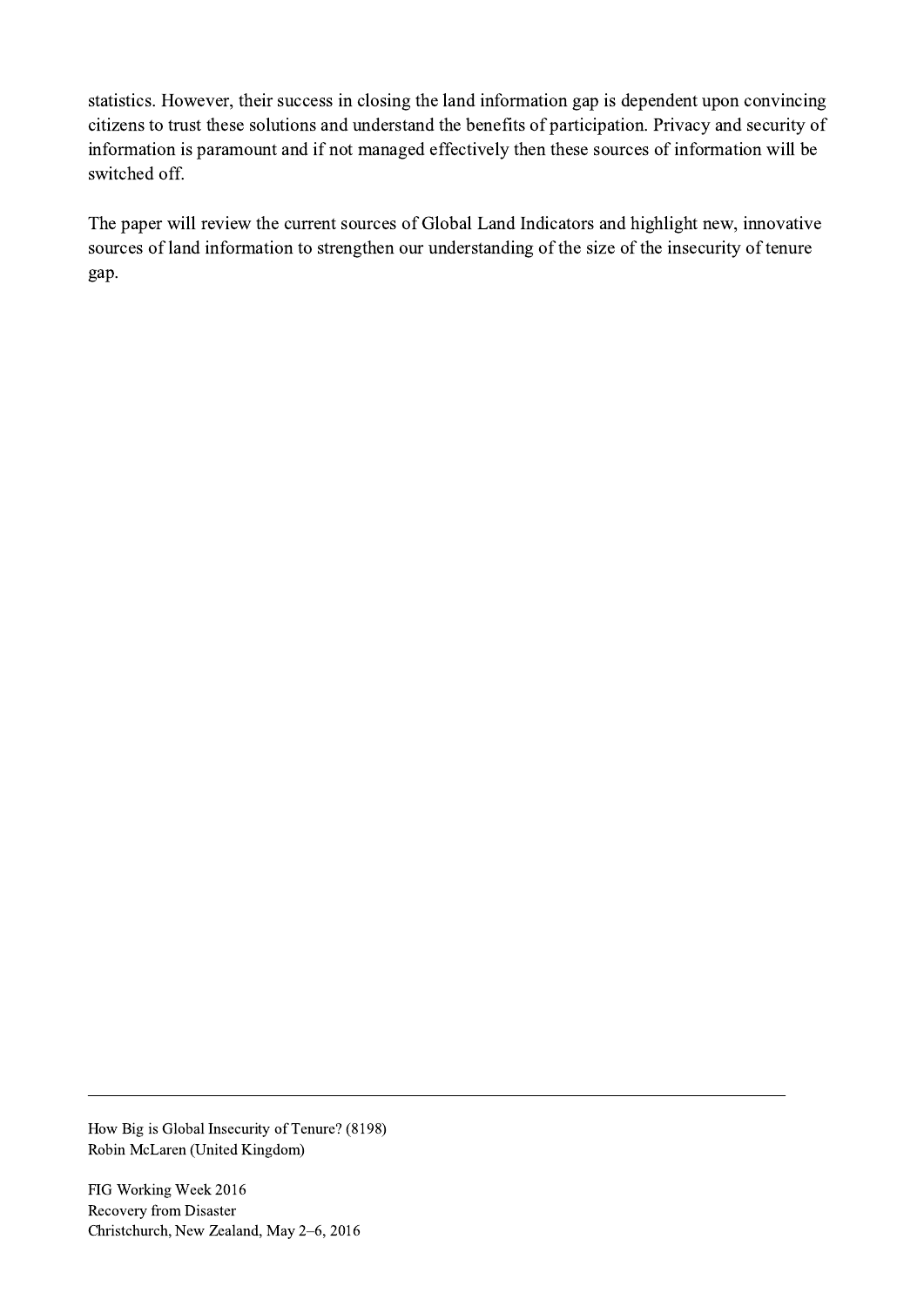statistics. However, their success in closing the land information gap is dependent upon convincing citizens to trust these solutions and understand the benefits of participation. Privacy and security of information is paramount and if not managed effectively then these sources of information will be switched off.

The paper will review the current sources of Global Land Indicators and highlight new, innovative sources of land information to strengthen our understanding of the size of the insecurity of tenure gap.